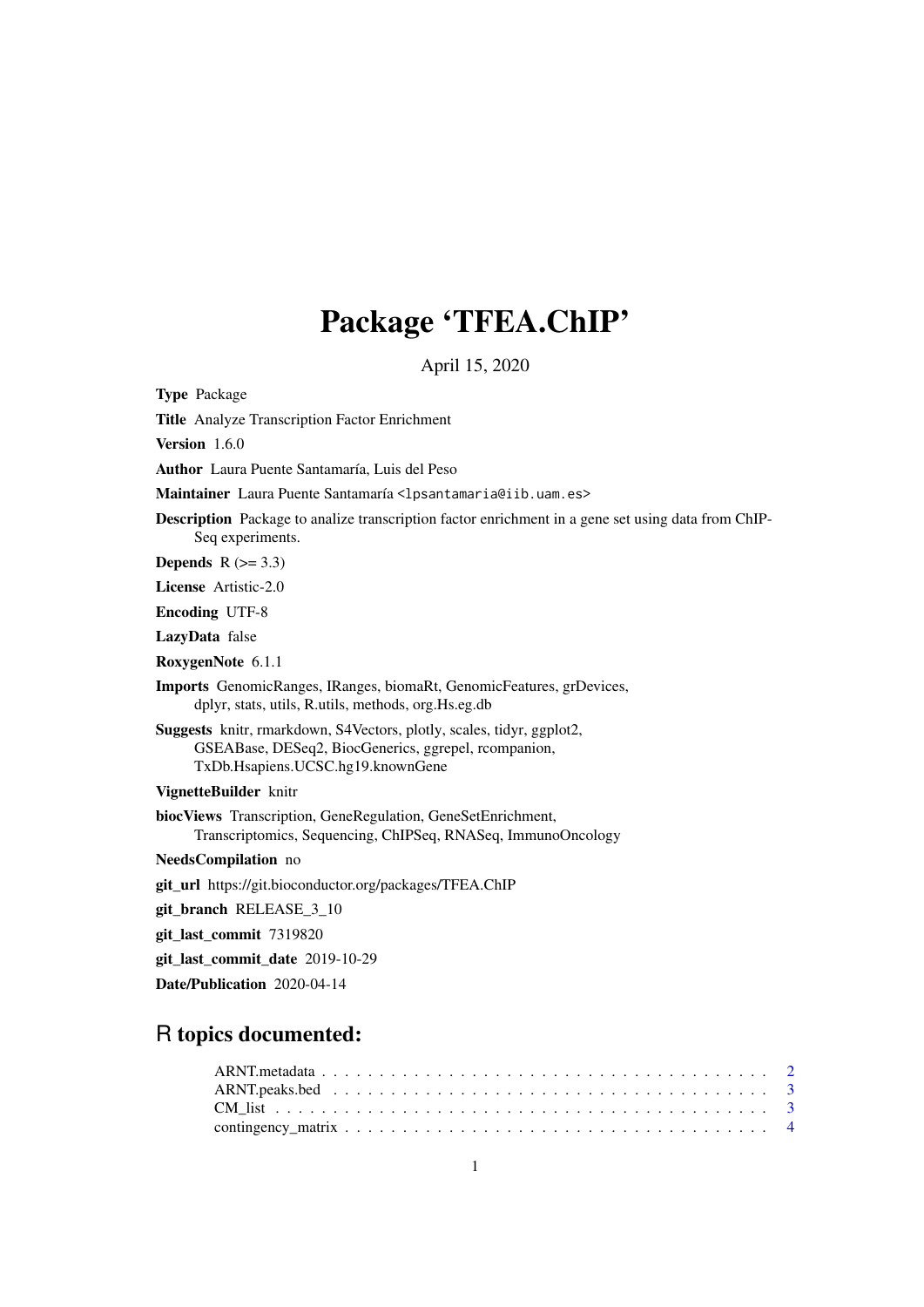# Package 'TFEA.ChIP'

April 15, 2020

**Type** Package

**Title** Analyze Transcription Factor Enrichment

**Version** 1.6.0

**Author** Laura Puente Santamaría, Luis del Peso

**Maintainer** Laura Puente Santamaría <lpsantamaria@iib.uam.es>

**Description** Package to analize transcription factor enrichment in a gene set using data from ChIP-Seq experiments.

**Depends** R (>= 3.3)

**License** Artistic-2.0

**Encoding** UTF-8

**LazyData** false

**RoxygenNote** 6.1.1

**Imports** GenomicRanges, IRanges, biomaRt, GenomicFeatures, grDevices, dplyr, stats, utils, R.utils, methods, org.Hs.eg.db

**Suggests** knitr, rmarkdown, S4Vectors, plotly, scales, tidyr, ggplot2, GSEABase, DESeq2, BiocGenerics, ggrepel, rcompanion, TxDb.Hsapiens.UCSC.hg19.knownGene

**VignetteBuilder** knitr

**biocViews** Transcription, GeneRegulation, GeneSetEnrichment, Transcriptomics, Sequencing, ChIPSeq, RNASeq, ImmunoOncology

**NeedsCompilation** no

**git_url** https://git.bioconductor.org/packages/TFEA.ChIP

**git_branch** RELEASE_3_10

**git_last_commit** 7319820

**git_last_commit_date** 2019-10-29

**Date/Publication** 2020-04-14

## R topics documented:

ARNT.metadata . . . . . . . . . . . . . . . . . . . . . . . . . . . . . . . . . . . . . . . . 2
ARNT.peaks.bed . . . . . . . . . . . . . . . . . . . . . . . . . . . . . . . . . . . . . . . . 3
CM_list . . . . . . . . . . . . . . . . . . . . . . . . . . . . . . . . . . . . . . . . . . . . 3
contingency_matrix . . . . . . . . . . . . . . . . . . . . . . . . . . . . . . . . . . . . . . 4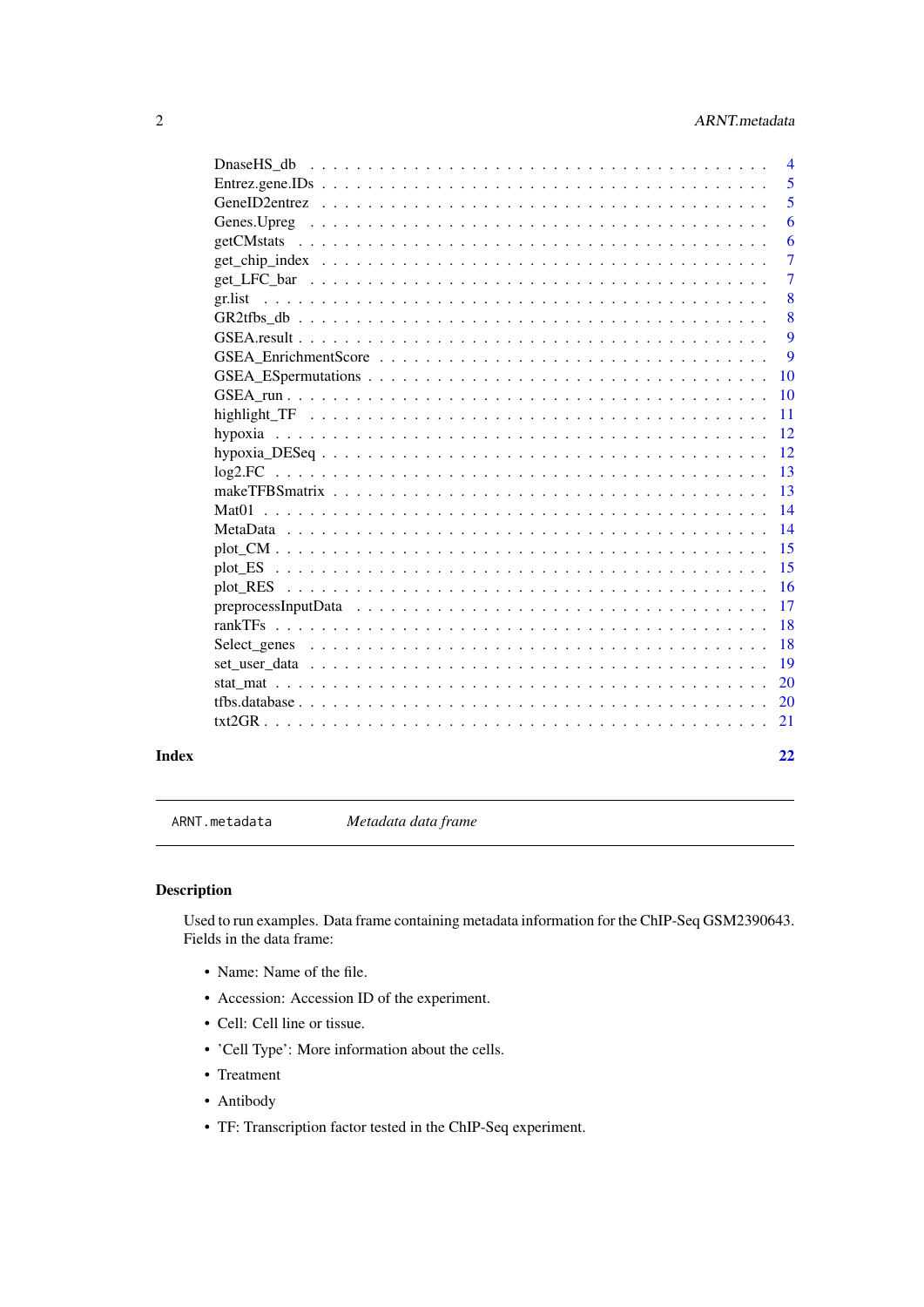DnaseHS_db . . . . . . . . . . . . . . . . . . . . . . . . . . . . . . . . . . . . . . . 4
Entrez.gene.IDs . . . . . . . . . . . . . . . . . . . . . . . . . . . . . . . . . . . . . 5
GeneID2entrez . . . . . . . . . . . . . . . . . . . . . . . . . . . . . . . . . . . . . 5
Genes.Upreg . . . . . . . . . . . . . . . . . . . . . . . . . . . . . . . . . . . . . . 6
getCMstats . . . . . . . . . . . . . . . . . . . . . . . . . . . . . . . . . . . . . . . 6
get_chip_index . . . . . . . . . . . . . . . . . . . . . . . . . . . . . . . . . . . . . 7
get_LFC_bar . . . . . . . . . . . . . . . . . . . . . . . . . . . . . . . . . . . . . . 7
gr.list . . . . . . . . . . . . . . . . . . . . . . . . . . . . . . . . . . . . . . . . . 8
GR2tfbs_db . . . . . . . . . . . . . . . . . . . . . . . . . . . . . . . . . . . . . . . 8
GSEA.result . . . . . . . . . . . . . . . . . . . . . . . . . . . . . . . . . . . . . . 9
GSEA_EnrichmentScore . . . . . . . . . . . . . . . . . . . . . . . . . . . . . . . . 9
GSEA_ESpermutations . . . . . . . . . . . . . . . . . . . . . . . . . . . . . . . . . 10
GSEA_run . . . . . . . . . . . . . . . . . . . . . . . . . . . . . . . . . . . . . . . 10
highlight_TF . . . . . . . . . . . . . . . . . . . . . . . . . . . . . . . . . . . . . 11
hypoxia . . . . . . . . . . . . . . . . . . . . . . . . . . . . . . . . . . . . . . . . 12
hypoxia_DESeq . . . . . . . . . . . . . . . . . . . . . . . . . . . . . . . . . . . . 12
log2.FC . . . . . . . . . . . . . . . . . . . . . . . . . . . . . . . . . . . . . . . . 13
makeTFBSmatrix . . . . . . . . . . . . . . . . . . . . . . . . . . . . . . . . . . . 13
Mat01 . . . . . . . . . . . . . . . . . . . . . . . . . . . . . . . . . . . . . . . . . 14
MetaData . . . . . . . . . . . . . . . . . . . . . . . . . . . . . . . . . . . . . . . 14
plot_CM . . . . . . . . . . . . . . . . . . . . . . . . . . . . . . . . . . . . . . . . 15
plot_ES . . . . . . . . . . . . . . . . . . . . . . . . . . . . . . . . . . . . . . . . 15
plot_RES . . . . . . . . . . . . . . . . . . . . . . . . . . . . . . . . . . . . . . . 16
preprocessInputData . . . . . . . . . . . . . . . . . . . . . . . . . . . . . . . . . 17
rankTFs . . . . . . . . . . . . . . . . . . . . . . . . . . . . . . . . . . . . . . . . 18
Select_genes . . . . . . . . . . . . . . . . . . . . . . . . . . . . . . . . . . . . . 18
set_user_data . . . . . . . . . . . . . . . . . . . . . . . . . . . . . . . . . . . . . 19
stat_mat . . . . . . . . . . . . . . . . . . . . . . . . . . . . . . . . . . . . . . . . 20
tfbs.database . . . . . . . . . . . . . . . . . . . . . . . . . . . . . . . . . . . . . 20
txt2GR . . . . . . . . . . . . . . . . . . . . . . . . . . . . . . . . . . . . . . . . . 21

**Index** 22

---

`ARNT.metadata` *Metadata data frame*

---

### Description

Used to run examples. Data frame containing metadata information for the ChIP-Seq GSM2390643. Fields in the data frame:

- Name: Name of the file.
- Accession: Accession ID of the experiment.
- Cell: Cell line or tissue.
- 'Cell Type': More information about the cells.
- Treatment
- Antibody
- TF: Transcription factor tested in the ChIP-Seq experiment.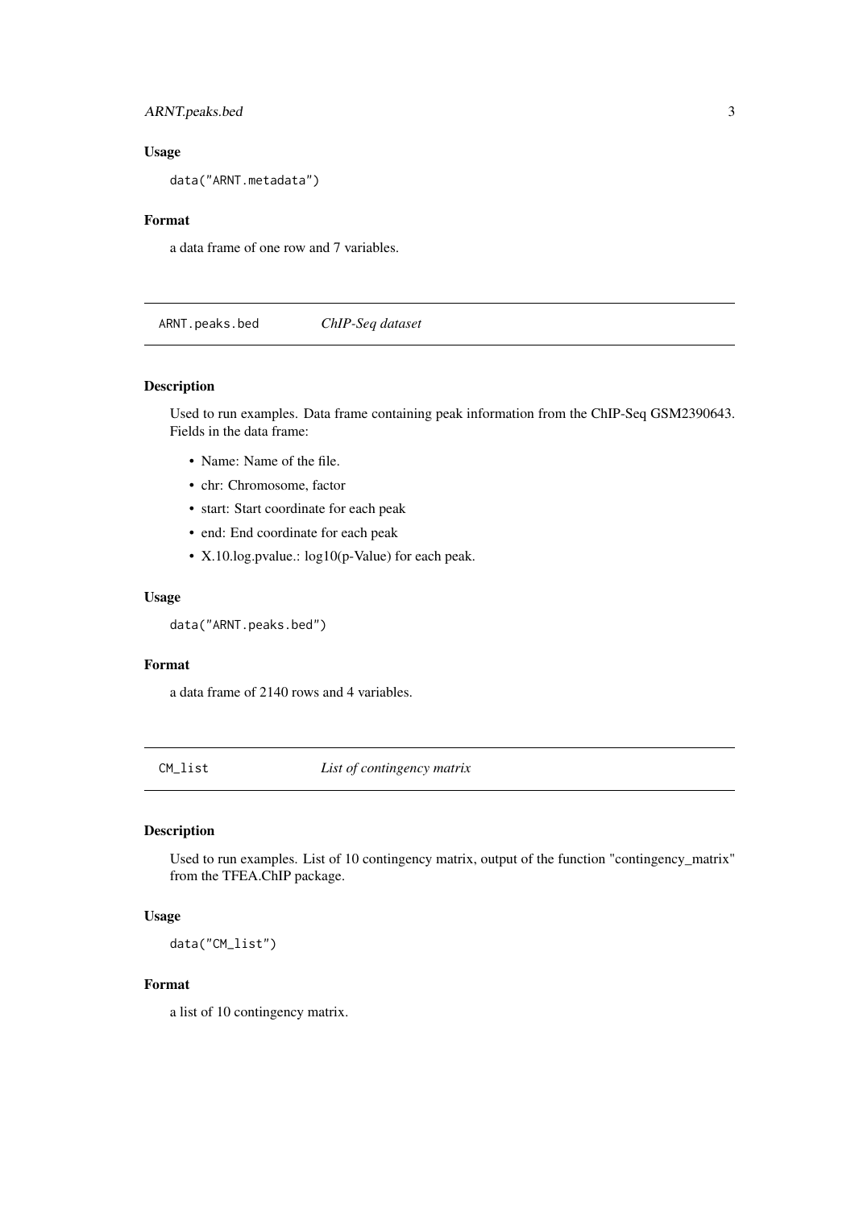### Usage

```
data("ARNT.metadata")
```

### Format

a data frame of one row and 7 variables.

## ARNT.peaks.bed — *ChIP-Seq dataset*

### Description

Used to run examples. Data frame containing peak information from the ChIP-Seq GSM2390643. Fields in the data frame:

- Name: Name of the file.
- chr: Chromosome, factor
- start: Start coordinate for each peak
- end: End coordinate for each peak
- X.10.log.pvalue.: log10(p-Value) for each peak.

### Usage

```
data("ARNT.peaks.bed")
```

### Format

a data frame of 2140 rows and 4 variables.

## CM_list — *List of contingency matrix*

### Description

Used to run examples. List of 10 contingency matrix, output of the function "contingency_matrix" from the TFEA.ChIP package.

### Usage

```
data("CM_list")
```

### Format

a list of 10 contingency matrix.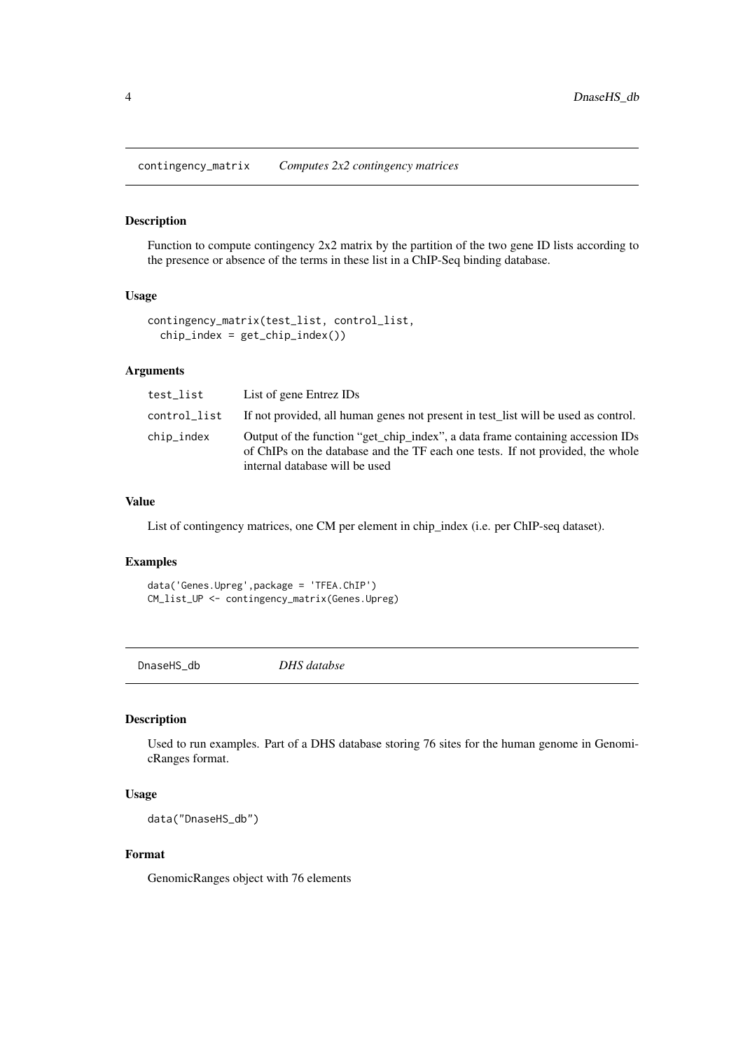## contingency_matrix *Computes 2x2 contingency matrices*

### Description

Function to compute contingency 2x2 matrix by the partition of the two gene ID lists according to the presence or absence of the terms in these list in a ChIP-Seq binding database.

### Usage

```
contingency_matrix(test_list, control_list,
  chip_index = get_chip_index())
```

### Arguments

| | |
|---|---|
| test_list | List of gene Entrez IDs |
| control_list | If not provided, all human genes not present in test_list will be used as control. |
| chip_index | Output of the function "get_chip_index", a data frame containing accession IDs of ChIPs on the database and the TF each one tests. If not provided, the whole internal database will be used |

### Value

List of contingency matrices, one CM per element in chip_index (i.e. per ChIP-seq dataset).

### Examples

```
data('Genes.Upreg',package = 'TFEA.ChIP')
CM_list_UP <- contingency_matrix(Genes.Upreg)
```

## DnaseHS_db *DHS databse*

### Description

Used to run examples. Part of a DHS database storing 76 sites for the human genome in GenomicRanges format.

### Usage

```
data("DnaseHS_db")
```

### Format

GenomicRanges object with 76 elements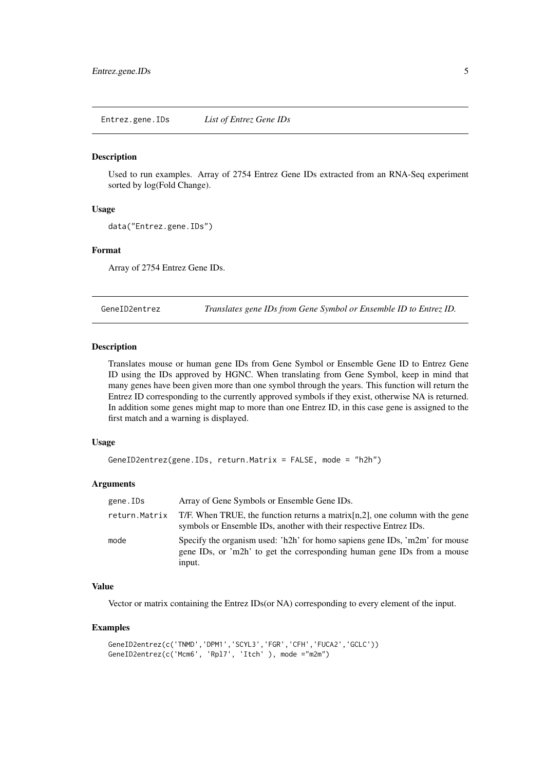## Entrez.gene.IDs — *List of Entrez Gene IDs*

### Description

Used to run examples. Array of 2754 Entrez Gene IDs extracted from an RNA-Seq experiment sorted by log(Fold Change).

### Usage

```
data("Entrez.gene.IDs")
```

### Format

Array of 2754 Entrez Gene IDs.

## GeneID2entrez — *Translates gene IDs from Gene Symbol or Ensemble ID to Entrez ID.*

### Description

Translates mouse or human gene IDs from Gene Symbol or Ensemble Gene ID to Entrez Gene ID using the IDs approved by HGNC. When translating from Gene Symbol, keep in mind that many genes have been given more than one symbol through the years. This function will return the Entrez ID corresponding to the currently approved symbols if they exist, otherwise NA is returned. In addition some genes might map to more than one Entrez ID, in this case gene is assigned to the first match and a warning is displayed.

### Usage

```
GeneID2entrez(gene.IDs, return.Matrix = FALSE, mode = "h2h")
```

### Arguments

| | |
|---|---|
| `gene.IDs` | Array of Gene Symbols or Ensemble Gene IDs. |
| `return.Matrix` | T/F. When TRUE, the function returns a matrix[n,2], one column with the gene symbols or Ensemble IDs, another with their respective Entrez IDs. |
| `mode` | Specify the organism used: 'h2h' for homo sapiens gene IDs, 'm2m' for mouse gene IDs, or 'm2h' to get the corresponding human gene IDs from a mouse input. |

### Value

Vector or matrix containing the Entrez IDs(or NA) corresponding to every element of the input.

### Examples

```
GeneID2entrez(c('TNMD','DPM1','SCYL3','FGR','CFH','FUCA2','GCLC'))
GeneID2entrez(c('Mcm6', 'Rpl7', 'Itch' ), mode ="m2m")
```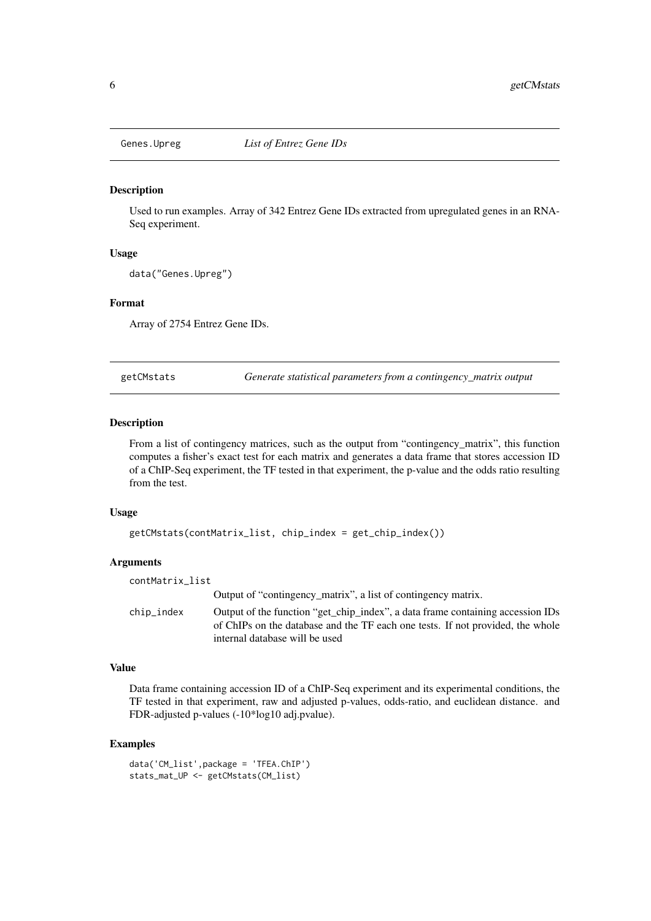## Genes.Upreg *List of Entrez Gene IDs*

### Description

Used to run examples. Array of 342 Entrez Gene IDs extracted from upregulated genes in an RNA-Seq experiment.

### Usage

```
data("Genes.Upreg")
```

### Format

Array of 2754 Entrez Gene IDs.

## getCMstats *Generate statistical parameters from a contingency_matrix output*

### Description

From a list of contingency matrices, such as the output from "contingency_matrix", this function computes a fisher's exact test for each matrix and generates a data frame that stores accession ID of a ChIP-Seq experiment, the TF tested in that experiment, the p-value and the odds ratio resulting from the test.

### Usage

```
getCMstats(contMatrix_list, chip_index = get_chip_index())
```

### Arguments

| | |
|---|---|
| contMatrix_list | Output of "contingency_matrix", a list of contingency matrix. |
| chip_index | Output of the function "get_chip_index", a data frame containing accession IDs of ChIPs on the database and the TF each one tests. If not provided, the whole internal database will be used |

### Value

Data frame containing accession ID of a ChIP-Seq experiment and its experimental conditions, the TF tested in that experiment, raw and adjusted p-values, odds-ratio, and euclidean distance. and FDR-adjusted p-values (-10*log10 adj.pvalue).

### Examples

```
data('CM_list',package = 'TFEA.ChIP')
stats_mat_UP <- getCMstats(CM_list)
```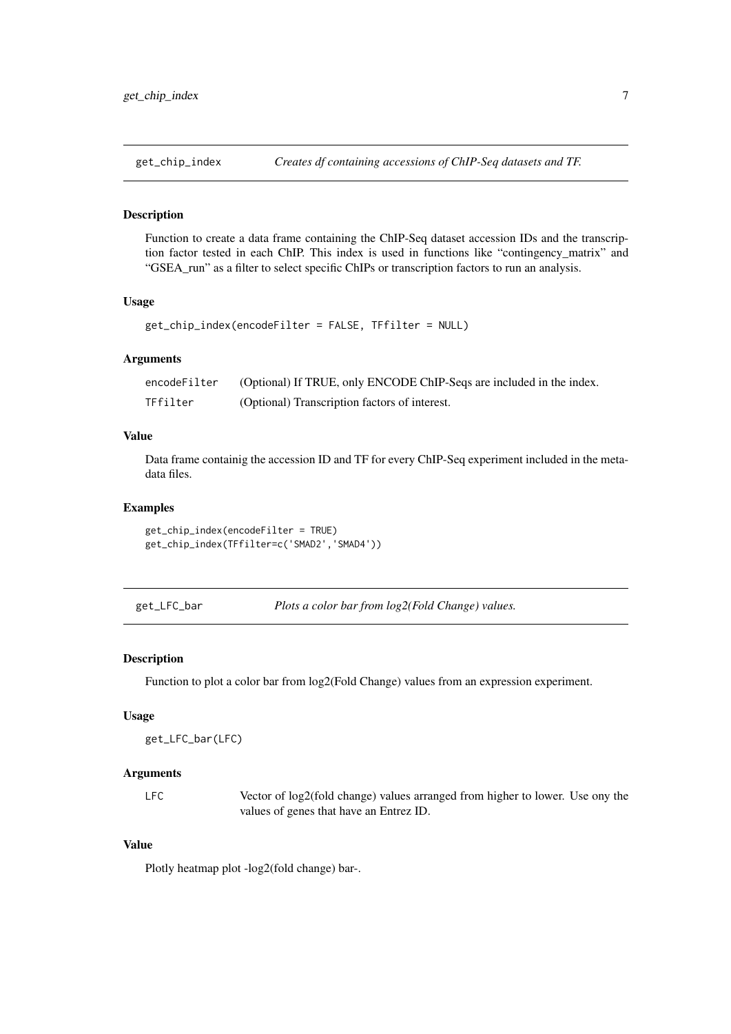## get_chip_index    *Creates df containing accessions of ChIP-Seq datasets and TF.*

### Description

Function to create a data frame containing the ChIP-Seq dataset accession IDs and the transcription factor tested in each ChIP. This index is used in functions like "contingency_matrix" and "GSEA_run" as a filter to select specific ChIPs or transcription factors to run an analysis.

### Usage

```
get_chip_index(encodeFilter = FALSE, TFfilter = NULL)
```

### Arguments

| | |
|---|---|
| encodeFilter | (Optional) If TRUE, only ENCODE ChIP-Seqs are included in the index. |
| TFfilter | (Optional) Transcription factors of interest. |

### Value

Data frame containig the accession ID and TF for every ChIP-Seq experiment included in the metadata files.

### Examples

```
get_chip_index(encodeFilter = TRUE)
get_chip_index(TFfilter=c('SMAD2','SMAD4'))
```

## get_LFC_bar    *Plots a color bar from log2(Fold Change) values.*

### Description

Function to plot a color bar from log2(Fold Change) values from an expression experiment.

### Usage

```
get_LFC_bar(LFC)
```

### Arguments

| | |
|---|---|
| LFC | Vector of log2(fold change) values arranged from higher to lower. Use ony the values of genes that have an Entrez ID. |

### Value

Plotly heatmap plot -log2(fold change) bar-.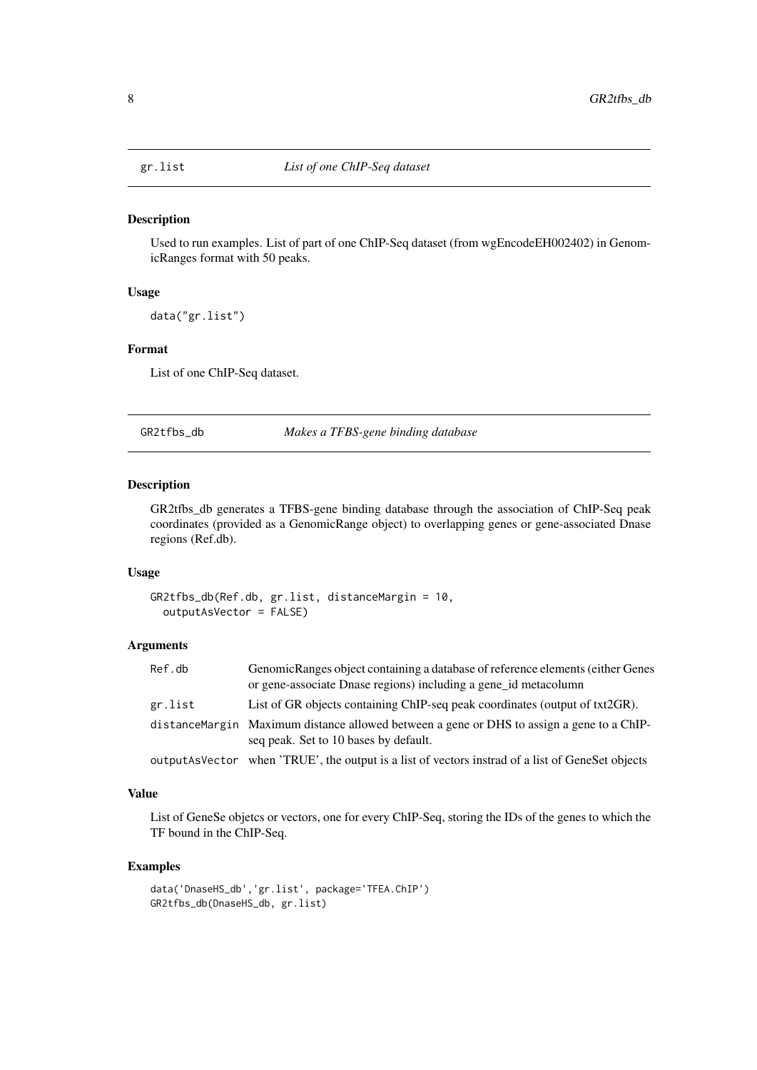## gr.list — *List of one ChIP-Seq dataset*

### Description

Used to run examples. List of part of one ChIP-Seq dataset (from wgEncodeEH002402) in GenomicRanges format with 50 peaks.

### Usage

```
data("gr.list")
```

### Format

List of one ChIP-Seq dataset.

## GR2tfbs_db — *Makes a TFBS-gene binding database*

### Description

GR2tfbs_db generates a TFBS-gene binding database through the association of ChIP-Seq peak coordinates (provided as a GenomicRange object) to overlapping genes or gene-associated Dnase regions (Ref.db).

### Usage

```
GR2tfbs_db(Ref.db, gr.list, distanceMargin = 10,
  outputAsVector = FALSE)
```

### Arguments

| | |
|---|---|
| Ref.db | GenomicRanges object containing a database of reference elements (either Genes or gene-associate Dnase regions) including a gene_id metacolumn |
| gr.list | List of GR objects containing ChIP-seq peak coordinates (output of txt2GR). |
| distanceMargin | Maximum distance allowed between a gene or DHS to assign a gene to a ChIP-seq peak. Set to 10 bases by default. |
| outputAsVector | when 'TRUE', the output is a list of vectors instrad of a list of GeneSet objects |

### Value

List of GeneSe objetcs or vectors, one for every ChIP-Seq, storing the IDs of the genes to which the TF bound in the ChIP-Seq.

### Examples

```
data('DnaseHS_db','gr.list', package='TFEA.ChIP')
GR2tfbs_db(DnaseHS_db, gr.list)
```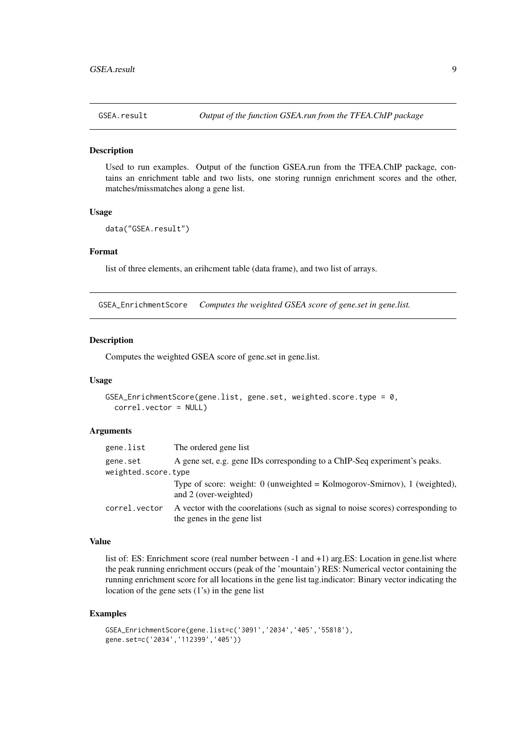## GSEA.result — *Output of the function GSEA.run from the TFEA.ChIP package*

### Description

Used to run examples. Output of the function GSEA.run from the TFEA.ChIP package, contains an enrichment table and two lists, one storing runnign enrichment scores and the other, matches/missmatches along a gene list.

### Usage

```
data("GSEA.result")
```

### Format

list of three elements, an erihcment table (data frame), and two list of arrays.

## GSEA_EnrichmentScore — *Computes the weighted GSEA score of gene.set in gene.list.*

### Description

Computes the weighted GSEA score of gene.set in gene.list.

### Usage

```
GSEA_EnrichmentScore(gene.list, gene.set, weighted.score.type = 0,
  correl.vector = NULL)
```

### Arguments

| | |
|---|---|
| gene.list | The ordered gene list |
| gene.set | A gene set, e.g. gene IDs corresponding to a ChIP-Seq experiment's peaks. |
| weighted.score.type | Type of score: weight: 0 (unweighted = Kolmogorov-Smirnov), 1 (weighted), and 2 (over-weighted) |
| correl.vector | A vector with the coorelations (such as signal to noise scores) corresponding to the genes in the gene list |

### Value

list of: ES: Enrichment score (real number between -1 and +1) arg.ES: Location in gene.list where the peak running enrichment occurs (peak of the 'mountain') RES: Numerical vector containing the running enrichment score for all locations in the gene list tag.indicator: Binary vector indicating the location of the gene sets (1's) in the gene list

### Examples

```
GSEA_EnrichmentScore(gene.list=c('3091','2034','405','55818'),
gene.set=c('2034','112399','405'))
```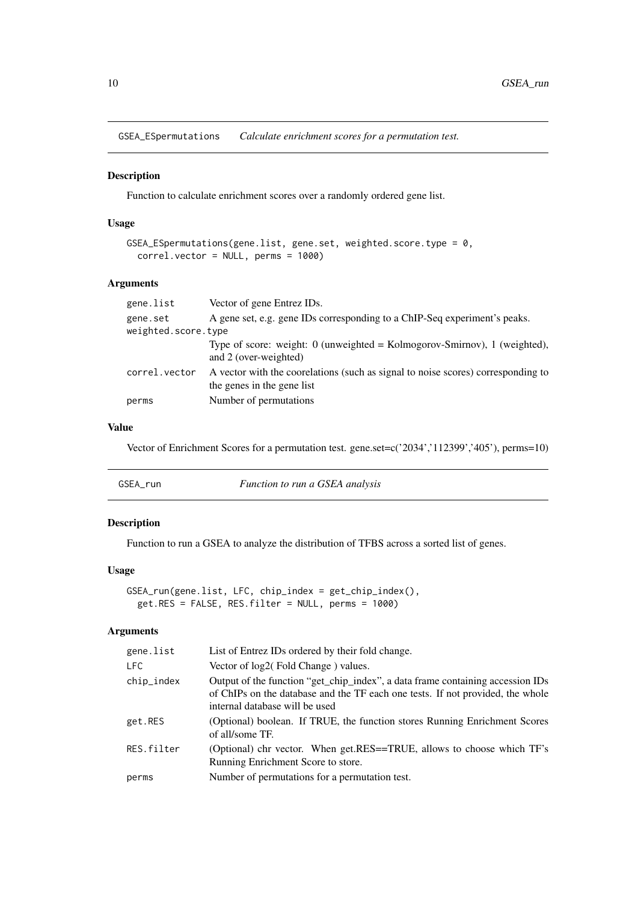## GSEA_ESpermutations    *Calculate enrichment scores for a permutation test.*

### Description

Function to calculate enrichment scores over a randomly ordered gene list.

### Usage

```
GSEA_ESpermutations(gene.list, gene.set, weighted.score.type = 0,
  correl.vector = NULL, perms = 1000)
```

### Arguments

| | |
|---|---|
| gene.list | Vector of gene Entrez IDs. |
| gene.set | A gene set, e.g. gene IDs corresponding to a ChIP-Seq experiment's peaks. |
| weighted.score.type | Type of score: weight: 0 (unweighted = Kolmogorov-Smirnov), 1 (weighted), and 2 (over-weighted) |
| correl.vector | A vector with the coorelations (such as signal to noise scores) corresponding to the genes in the gene list |
| perms | Number of permutations |

### Value

Vector of Enrichment Scores for a permutation test. gene.set=c('2034','112399','405'), perms=10)

## GSEA_run    *Function to run a GSEA analysis*

### Description

Function to run a GSEA to analyze the distribution of TFBS across a sorted list of genes.

### Usage

```
GSEA_run(gene.list, LFC, chip_index = get_chip_index(),
  get.RES = FALSE, RES.filter = NULL, perms = 1000)
```

### Arguments

| | |
|---|---|
| gene.list | List of Entrez IDs ordered by their fold change. |
| LFC | Vector of log2( Fold Change ) values. |
| chip_index | Output of the function "get_chip_index", a data frame containing accession IDs of ChIPs on the database and the TF each one tests. If not provided, the whole internal database will be used |
| get.RES | (Optional) boolean. If TRUE, the function stores Running Enrichment Scores of all/some TF. |
| RES.filter | (Optional) chr vector. When get.RES==TRUE, allows to choose which TF's Running Enrichment Score to store. |
| perms | Number of permutations for a permutation test. |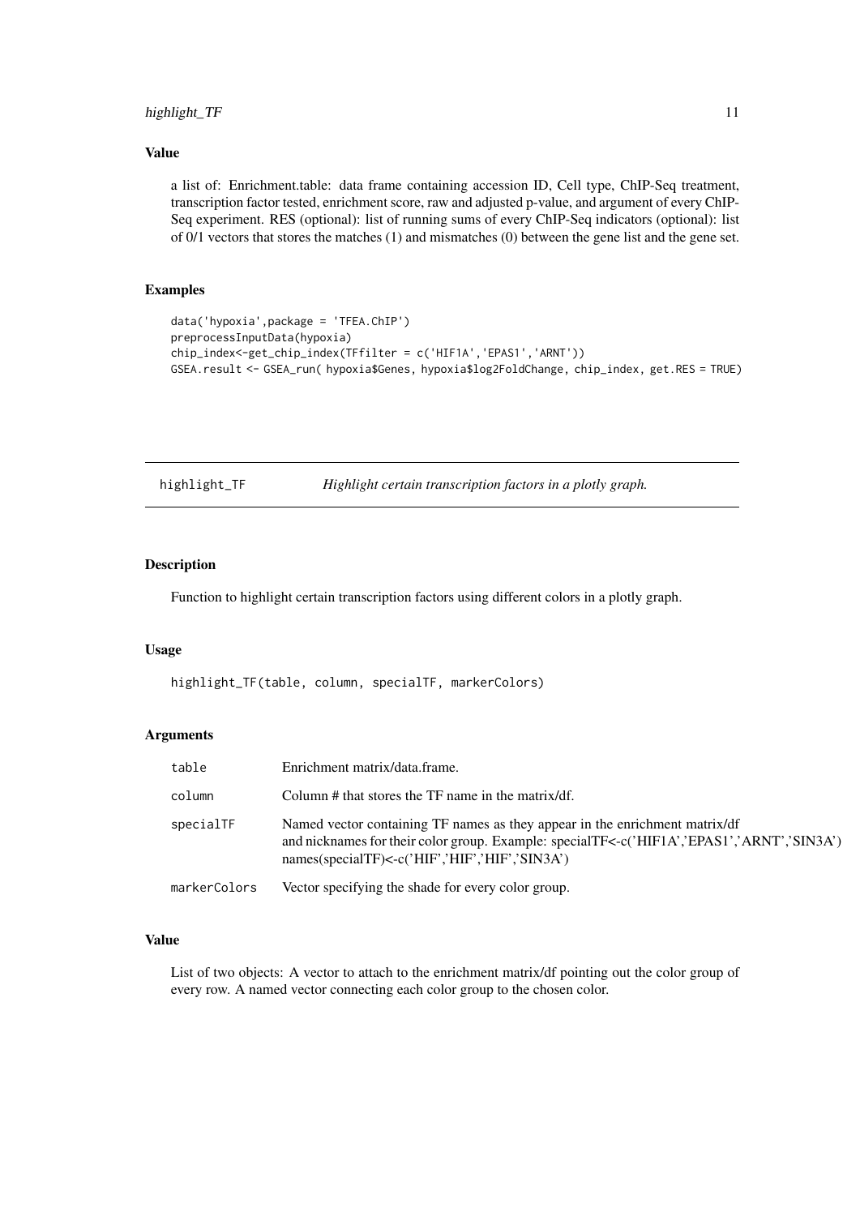### Value

a list of: Enrichment.table: data frame containing accession ID, Cell type, ChIP-Seq treatment, transcription factor tested, enrichment score, raw and adjusted p-value, and argument of every ChIP-Seq experiment. RES (optional): list of running sums of every ChIP-Seq indicators (optional): list of 0/1 vectors that stores the matches (1) and mismatches (0) between the gene list and the gene set.

### Examples

```
data('hypoxia',package = 'TFEA.ChIP')
preprocessInputData(hypoxia)
chip_index<-get_chip_index(TFfilter = c('HIF1A','EPAS1','ARNT'))
GSEA.result <- GSEA_run( hypoxia$Genes, hypoxia$log2FoldChange, chip_index, get.RES = TRUE)
```

---

## highlight_TF &nbsp;&nbsp;&nbsp; *Highlight certain transcription factors in a plotly graph.*

---

### Description

Function to highlight certain transcription factors using different colors in a plotly graph.

### Usage

```
highlight_TF(table, column, specialTF, markerColors)
```

### Arguments

| | |
|---|---|
| `table` | Enrichment matrix/data.frame. |
| `column` | Column # that stores the TF name in the matrix/df. |
| `specialTF` | Named vector containing TF names as they appear in the enrichment matrix/df and nicknames for their color group. Example: specialTF<-c('HIF1A','EPAS1','ARNT','SIN3A') names(specialTF)<-c('HIF','HIF','HIF','SIN3A') |
| `markerColors` | Vector specifying the shade for every color group. |

### Value

List of two objects: A vector to attach to the enrichment matrix/df pointing out the color group of every row. A named vector connecting each color group to the chosen color.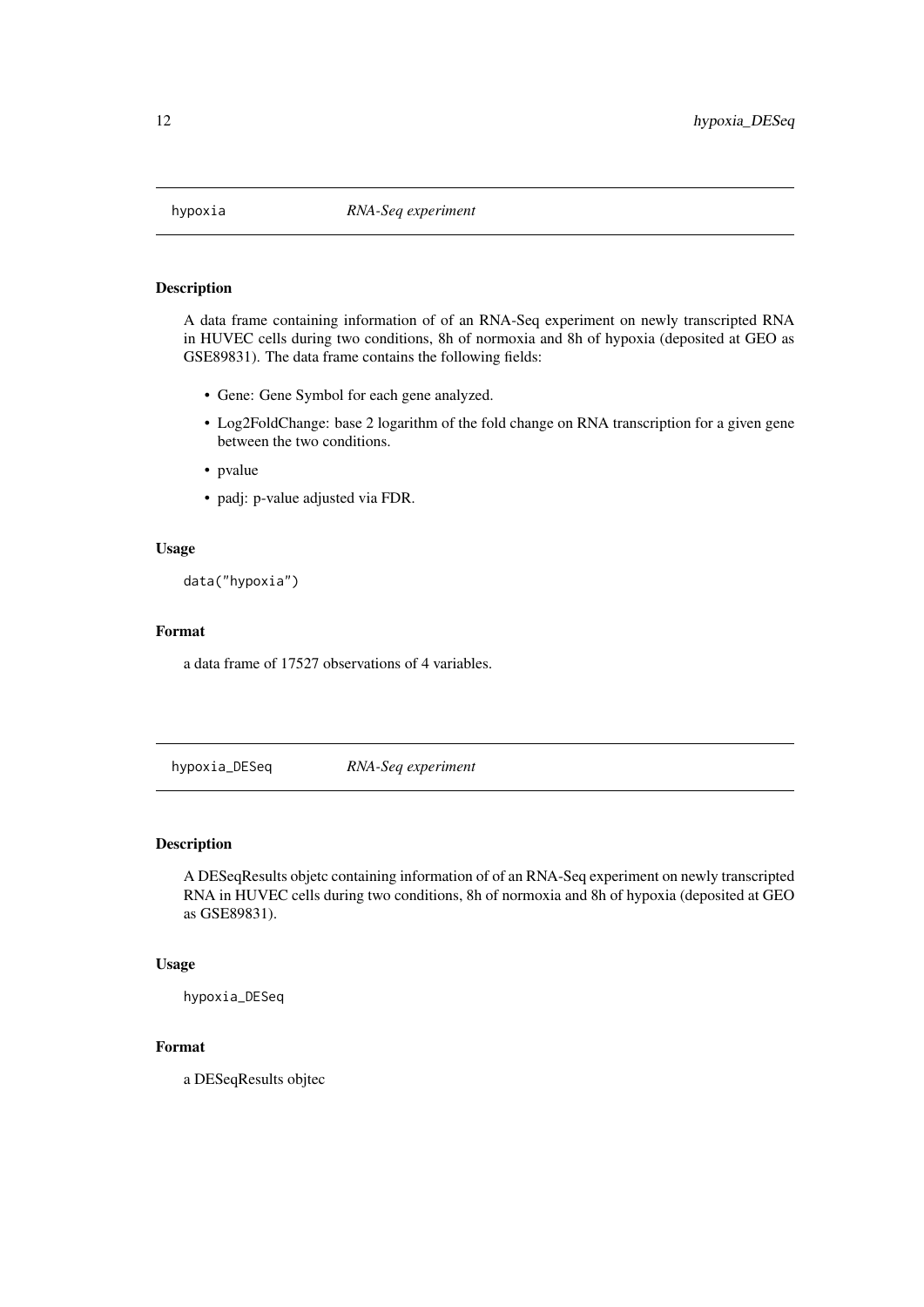## hypoxia *RNA-Seq experiment*

### Description

A data frame containing information of of an RNA-Seq experiment on newly transcripted RNA in HUVEC cells during two conditions, 8h of normoxia and 8h of hypoxia (deposited at GEO as GSE89831). The data frame contains the following fields:

- Gene: Gene Symbol for each gene analyzed.
- Log2FoldChange: base 2 logarithm of the fold change on RNA transcription for a given gene between the two conditions.
- pvalue
- padj: p-value adjusted via FDR.

### Usage

```
data("hypoxia")
```

### Format

a data frame of 17527 observations of 4 variables.

## hypoxia_DESeq *RNA-Seq experiment*

### Description

A DESeqResults objetc containing information of of an RNA-Seq experiment on newly transcripted RNA in HUVEC cells during two conditions, 8h of normoxia and 8h of hypoxia (deposited at GEO as GSE89831).

### Usage

```
hypoxia_DESeq
```

### Format

a DESeqResults objtec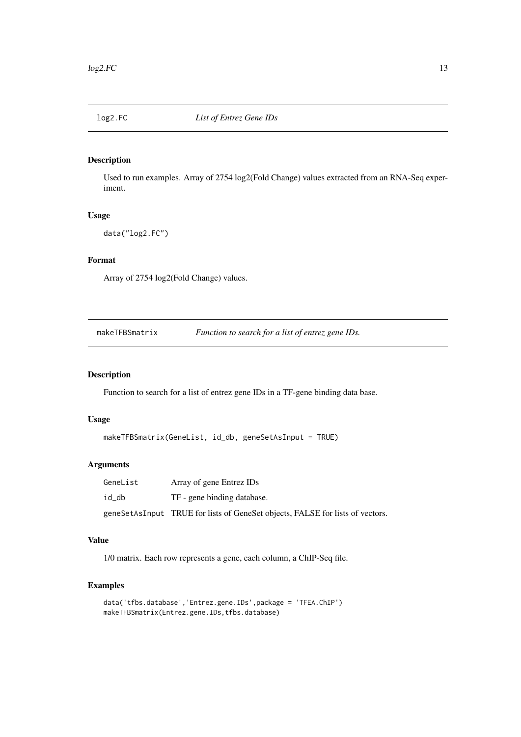## log2.FC — *List of Entrez Gene IDs*

### Description

Used to run examples. Array of 2754 log2(Fold Change) values extracted from an RNA-Seq experiment.

### Usage

```
data("log2.FC")
```

### Format

Array of 2754 log2(Fold Change) values.

## makeTFBSmatrix — *Function to search for a list of entrez gene IDs.*

### Description

Function to search for a list of entrez gene IDs in a TF-gene binding data base.

### Usage

```
makeTFBSmatrix(GeneList, id_db, geneSetAsInput = TRUE)
```

### Arguments

| | |
|---|---|
| GeneList | Array of gene Entrez IDs |
| id_db | TF - gene binding database. |
| geneSetAsInput | TRUE for lists of GeneSet objects, FALSE for lists of vectors. |

### Value

1/0 matrix. Each row represents a gene, each column, a ChIP-Seq file.

### Examples

```
data('tfbs.database','Entrez.gene.IDs',package = 'TFEA.ChIP')
makeTFBSmatrix(Entrez.gene.IDs,tfbs.database)
```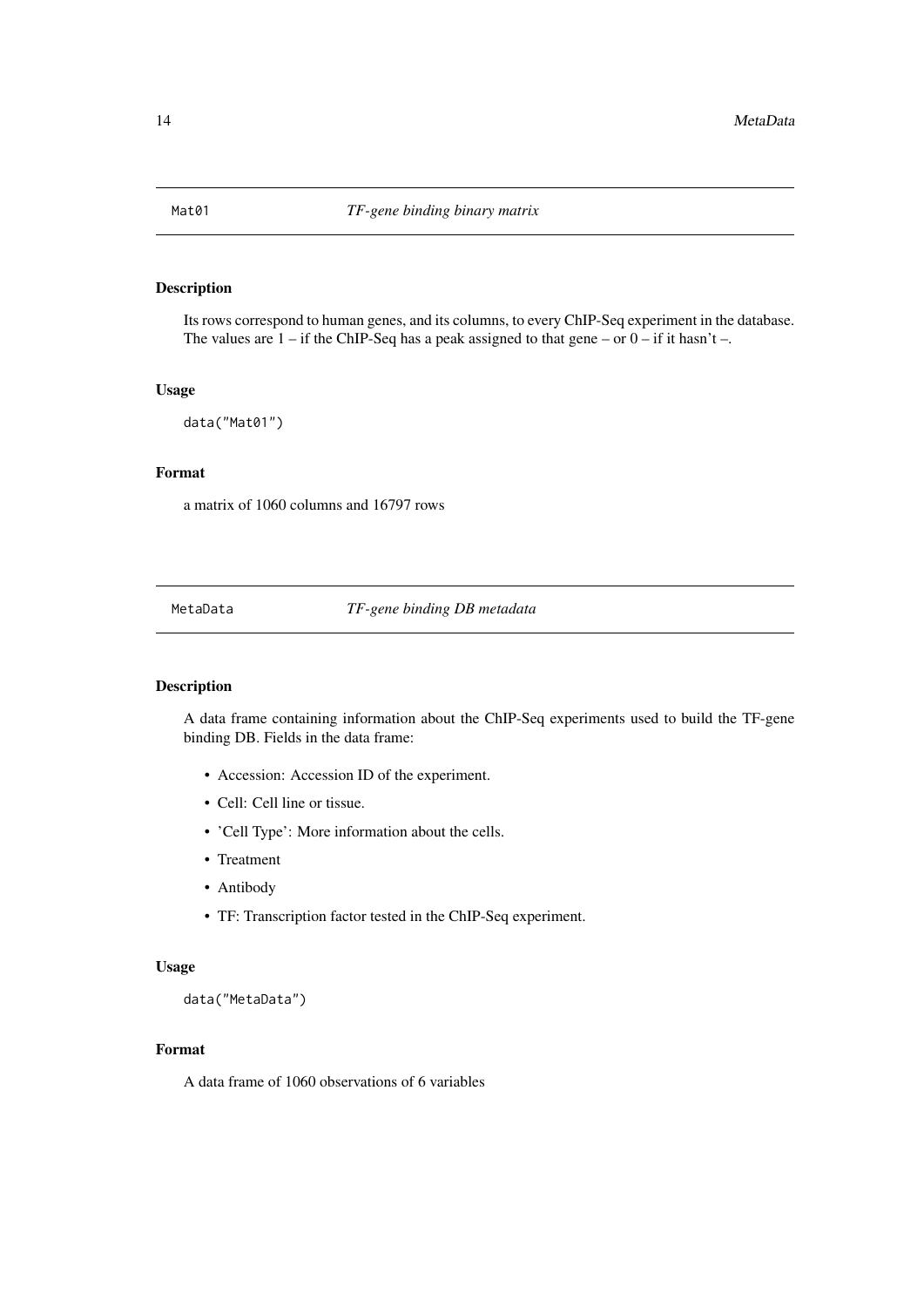## Mat01 — *TF-gene binding binary matrix*

### Description

Its rows correspond to human genes, and its columns, to every ChIP-Seq experiment in the database. The values are 1 – if the ChIP-Seq has a peak assigned to that gene – or 0 – if it hasn't –.

### Usage

```
data("Mat01")
```

### Format

a matrix of 1060 columns and 16797 rows

## MetaData — *TF-gene binding DB metadata*

### Description

A data frame containing information about the ChIP-Seq experiments used to build the TF-gene binding DB. Fields in the data frame:

- Accession: Accession ID of the experiment.
- Cell: Cell line or tissue.
- 'Cell Type': More information about the cells.
- Treatment
- Antibody
- TF: Transcription factor tested in the ChIP-Seq experiment.

### Usage

```
data("MetaData")
```

### Format

A data frame of 1060 observations of 6 variables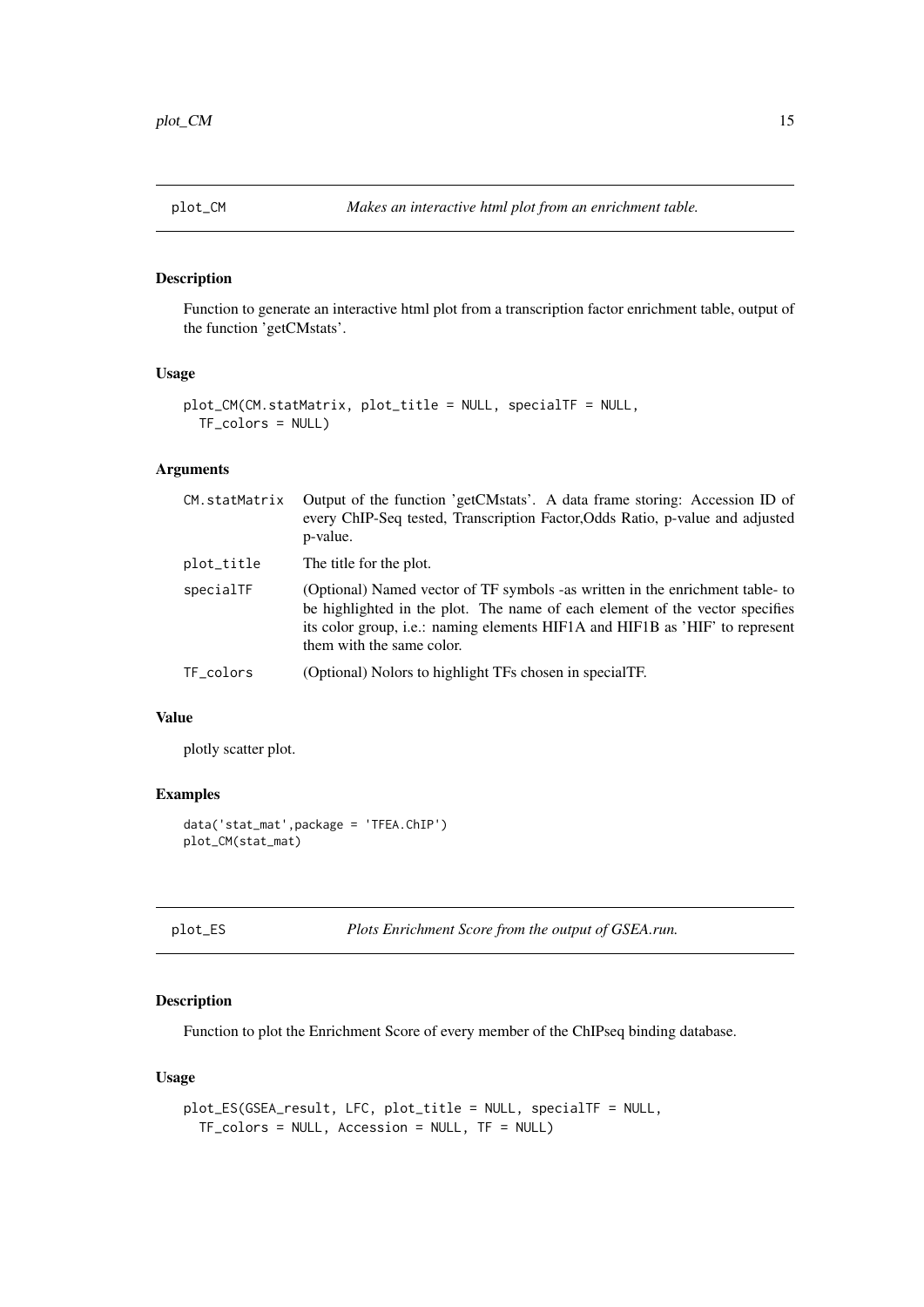## plot_CM — *Makes an interactive html plot from an enrichment table.*

### Description

Function to generate an interactive html plot from a transcription factor enrichment table, output of the function 'getCMstats'.

### Usage

```
plot_CM(CM.statMatrix, plot_title = NULL, specialTF = NULL,
  TF_colors = NULL)
```

### Arguments

| | |
|---|---|
| CM.statMatrix | Output of the function 'getCMstats'. A data frame storing: Accession ID of every ChIP-Seq tested, Transcription Factor,Odds Ratio, p-value and adjusted p-value. |
| plot_title | The title for the plot. |
| specialTF | (Optional) Named vector of TF symbols -as written in the enrichment table- to be highlighted in the plot. The name of each element of the vector specifies its color group, i.e.: naming elements HIF1A and HIF1B as 'HIF' to represent them with the same color. |
| TF_colors | (Optional) Nolors to highlight TFs chosen in specialTF. |

### Value

plotly scatter plot.

### Examples

```
data('stat_mat',package = 'TFEA.ChIP')
plot_CM(stat_mat)
```

## plot_ES — *Plots Enrichment Score from the output of GSEA.run.*

### Description

Function to plot the Enrichment Score of every member of the ChIPseq binding database.

### Usage

```
plot_ES(GSEA_result, LFC, plot_title = NULL, specialTF = NULL,
  TF_colors = NULL, Accession = NULL, TF = NULL)
```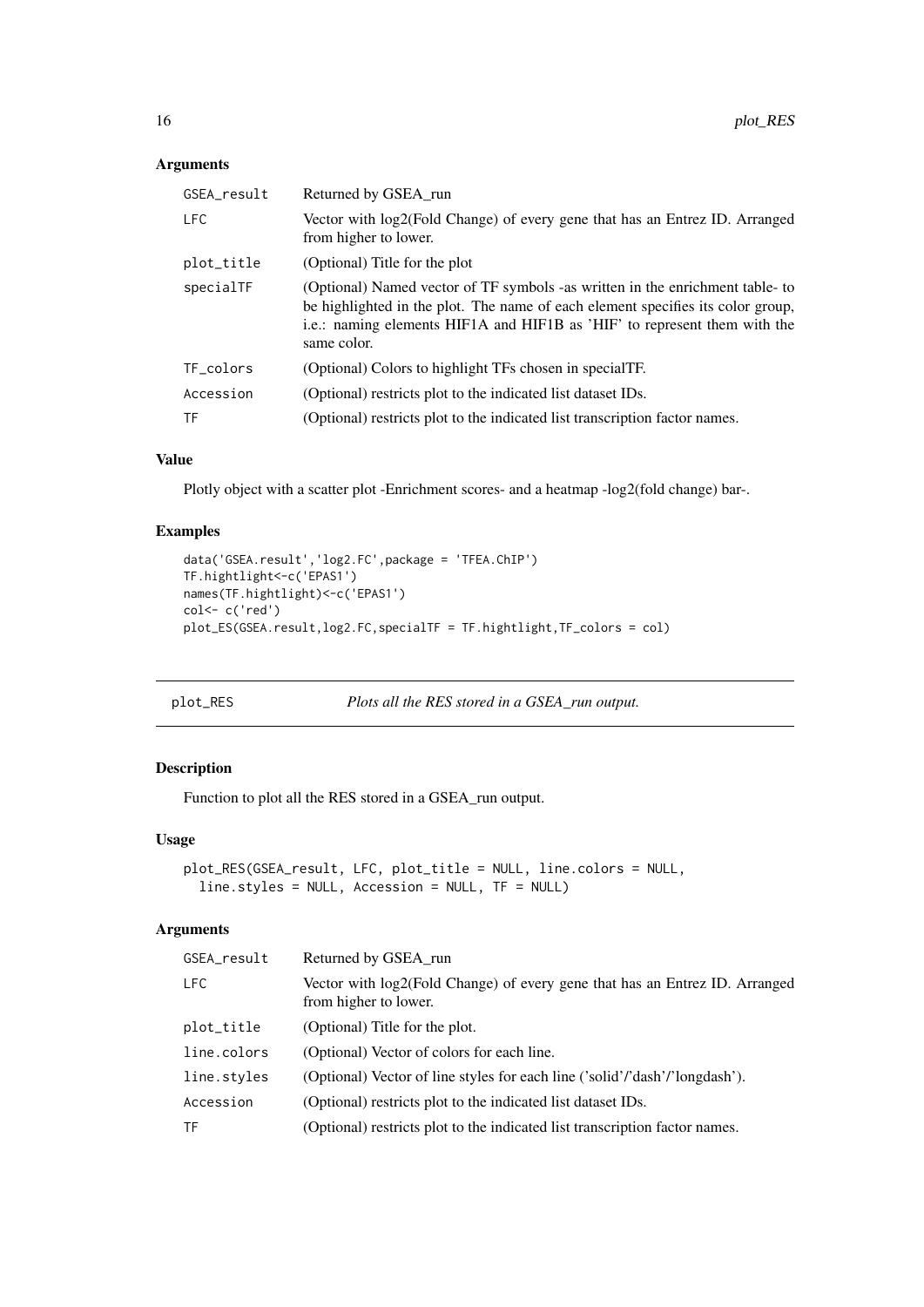### Arguments

| | |
|---|---|
| GSEA_result | Returned by GSEA_run |
| LFC | Vector with log2(Fold Change) of every gene that has an Entrez ID. Arranged from higher to lower. |
| plot_title | (Optional) Title for the plot |
| specialTF | (Optional) Named vector of TF symbols -as written in the enrichment table- to be highlighted in the plot. The name of each element specifies its color group, i.e.: naming elements HIF1A and HIF1B as 'HIF' to represent them with the same color. |
| TF_colors | (Optional) Colors to highlight TFs chosen in specialTF. |
| Accession | (Optional) restricts plot to the indicated list dataset IDs. |
| TF | (Optional) restricts plot to the indicated list transcription factor names. |

### Value

Plotly object with a scatter plot -Enrichment scores- and a heatmap -log2(fold change) bar-.

### Examples

```
data('GSEA.result','log2.FC',package = 'TFEA.ChIP')
TF.hightlight<-c('EPAS1')
names(TF.hightlight)<-c('EPAS1')
col<- c('red')
plot_ES(GSEA.result,log2.FC,specialTF = TF.hightlight,TF_colors = col)
```

---

## plot_RES — *Plots all the RES stored in a GSEA_run output.*

---

### Description

Function to plot all the RES stored in a GSEA_run output.

### Usage

```
plot_RES(GSEA_result, LFC, plot_title = NULL, line.colors = NULL,
  line.styles = NULL, Accession = NULL, TF = NULL)
```

### Arguments

| | |
|---|---|
| GSEA_result | Returned by GSEA_run |
| LFC | Vector with log2(Fold Change) of every gene that has an Entrez ID. Arranged from higher to lower. |
| plot_title | (Optional) Title for the plot. |
| line.colors | (Optional) Vector of colors for each line. |
| line.styles | (Optional) Vector of line styles for each line ('solid'/'dash'/'longdash'). |
| Accession | (Optional) restricts plot to the indicated list dataset IDs. |
| TF | (Optional) restricts plot to the indicated list transcription factor names. |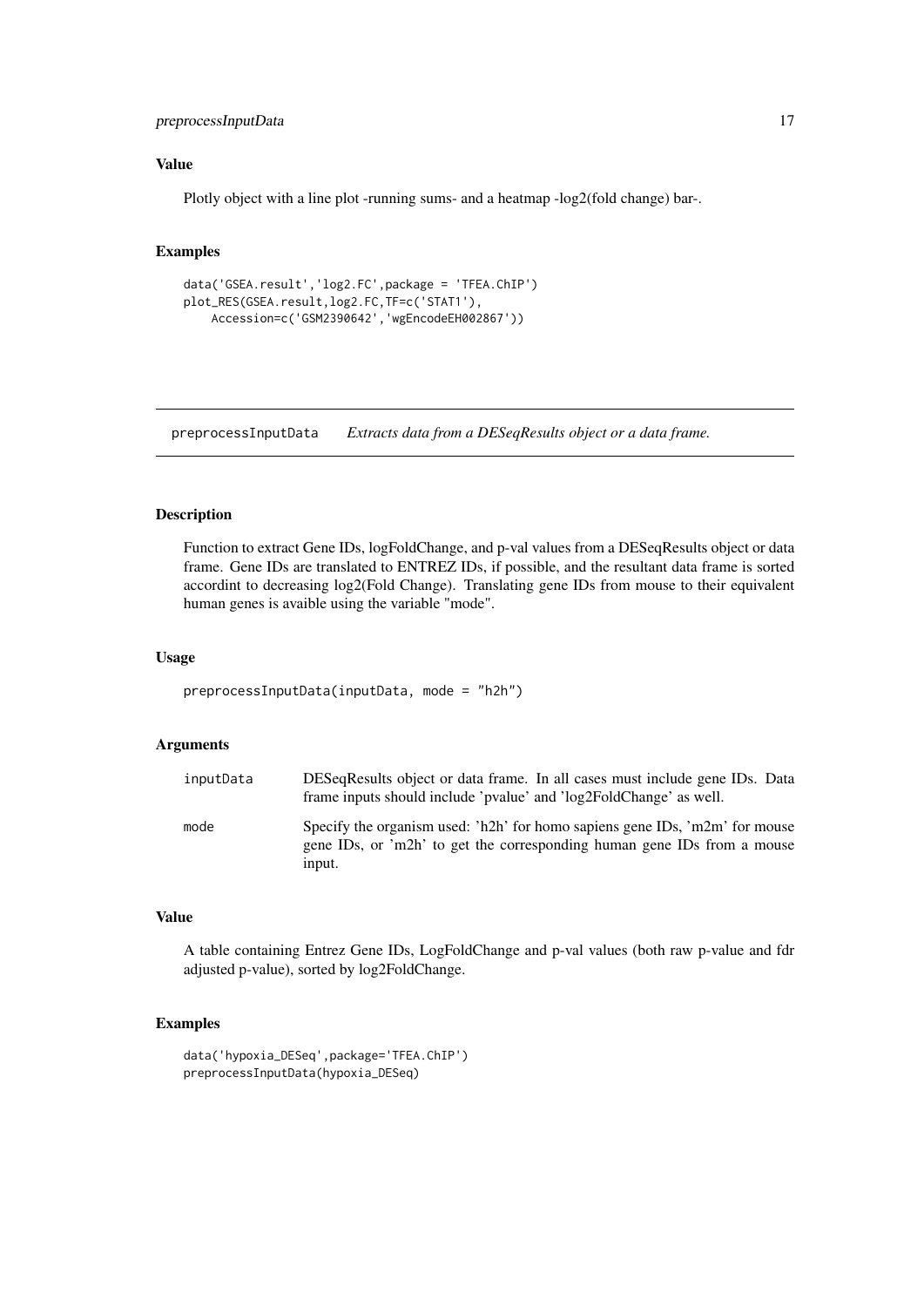## Value

Plotly object with a line plot -running sums- and a heatmap -log2(fold change) bar-.

## Examples

```
data('GSEA.result','log2.FC',package = 'TFEA.ChIP')
plot_RES(GSEA.result,log2.FC,TF=c('STAT1'),
    Accession=c('GSM2390642','wgEncodeEH002867'))
```

---

# preprocessInputData *Extracts data from a DESeqResults object or a data frame.*

---

## Description

Function to extract Gene IDs, logFoldChange, and p-val values from a DESeqResults object or data frame. Gene IDs are translated to ENTREZ IDs, if possible, and the resultant data frame is sorted accordint to decreasing log2(Fold Change). Translating gene IDs from mouse to their equivalent human genes is avaible using the variable "mode".

## Usage

```
preprocessInputData(inputData, mode = "h2h")
```

## Arguments

| | |
|---|---|
| inputData | DESeqResults object or data frame. In all cases must include gene IDs. Data frame inputs should include 'pvalue' and 'log2FoldChange' as well. |
| mode | Specify the organism used: 'h2h' for homo sapiens gene IDs, 'm2m' for mouse gene IDs, or 'm2h' to get the corresponding human gene IDs from a mouse input. |

## Value

A table containing Entrez Gene IDs, LogFoldChange and p-val values (both raw p-value and fdr adjusted p-value), sorted by log2FoldChange.

## Examples

```
data('hypoxia_DESeq',package='TFEA.ChIP')
preprocessInputData(hypoxia_DESeq)
```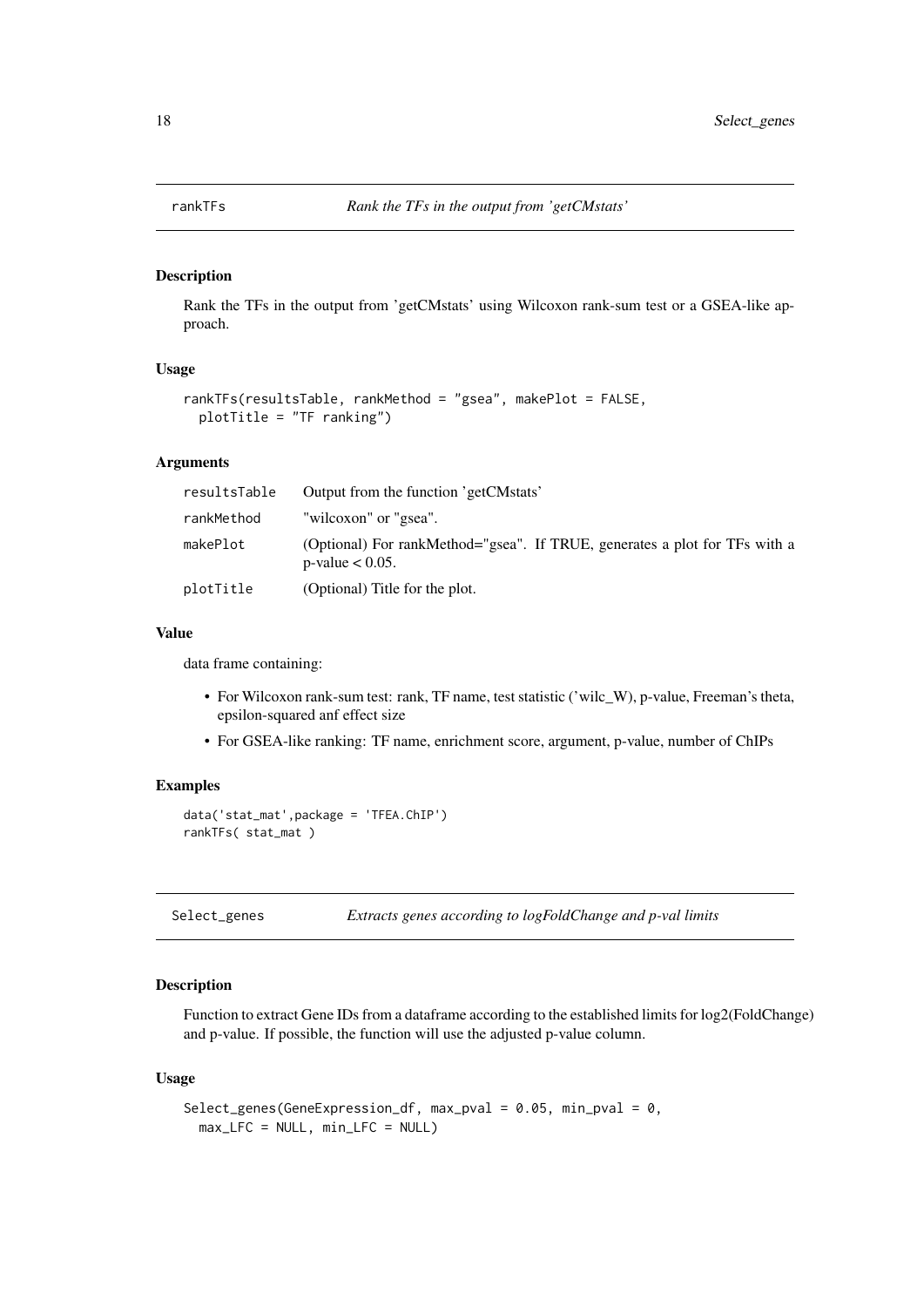## rankTFs — *Rank the TFs in the output from 'getCMstats'*

### Description

Rank the TFs in the output from 'getCMstats' using Wilcoxon rank-sum test or a GSEA-like approach.

### Usage

```
rankTFs(resultsTable, rankMethod = "gsea", makePlot = FALSE,
  plotTitle = "TF ranking")
```

### Arguments

| | |
|---|---|
| resultsTable | Output from the function 'getCMstats' |
| rankMethod | "wilcoxon" or "gsea". |
| makePlot | (Optional) For rankMethod="gsea". If TRUE, generates a plot for TFs with a p-value < 0.05. |
| plotTitle | (Optional) Title for the plot. |

### Value

data frame containing:

- For Wilcoxon rank-sum test: rank, TF name, test statistic ('wilc_W), p-value, Freeman's theta, epsilon-squared anf effect size
- For GSEA-like ranking: TF name, enrichment score, argument, p-value, number of ChIPs

### Examples

```
data('stat_mat',package = 'TFEA.ChIP')
rankTFs( stat_mat )
```

## Select_genes — *Extracts genes according to logFoldChange and p-val limits*

### Description

Function to extract Gene IDs from a dataframe according to the established limits for log2(FoldChange) and p-value. If possible, the function will use the adjusted p-value column.

### Usage

```
Select_genes(GeneExpression_df, max_pval = 0.05, min_pval = 0,
  max_LFC = NULL, min_LFC = NULL)
```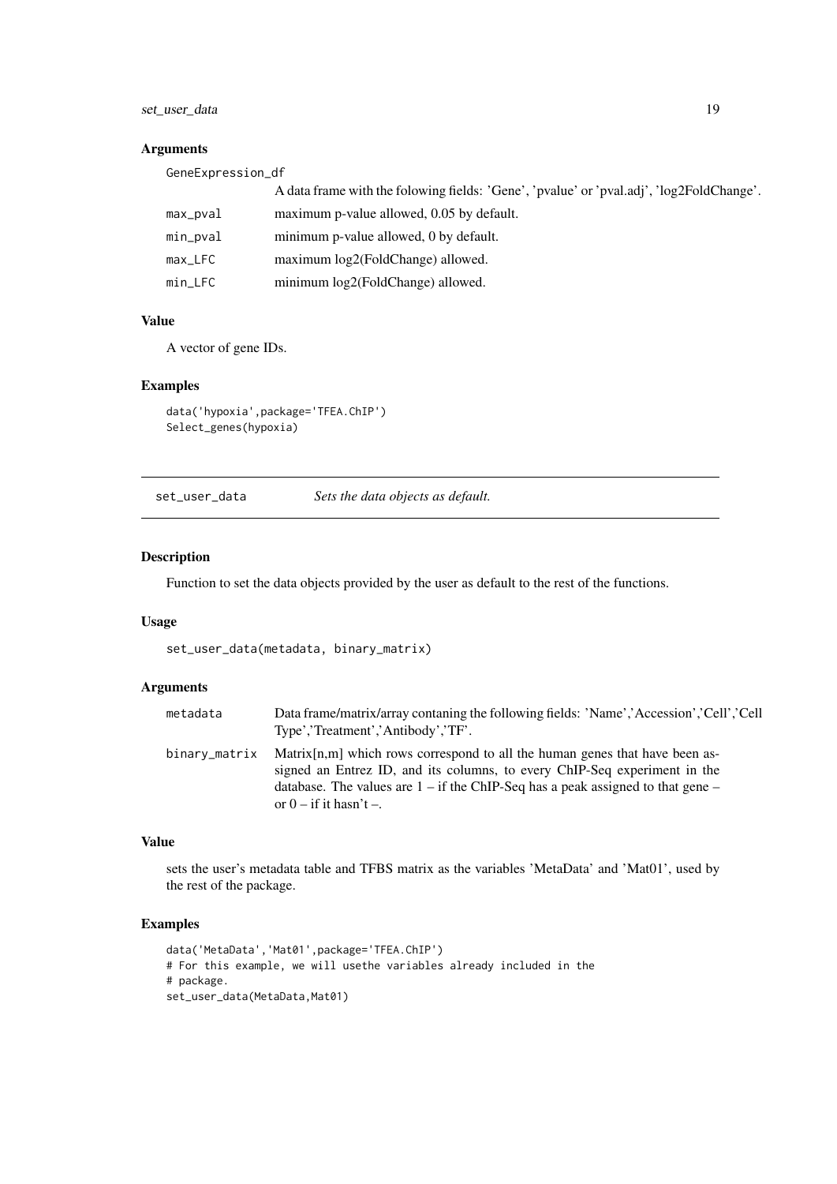### Arguments

| | |
|---|---|
| GeneExpression_df | A data frame with the folowing fields: 'Gene', 'pvalue' or 'pval.adj', 'log2FoldChange'. |
| max_pval | maximum p-value allowed, 0.05 by default. |
| min_pval | minimum p-value allowed, 0 by default. |
| max_LFC | maximum log2(FoldChange) allowed. |
| min_LFC | minimum log2(FoldChange) allowed. |

### Value

A vector of gene IDs.

### Examples

```
data('hypoxia',package='TFEA.ChIP')
Select_genes(hypoxia)
```

---

## set_user_data *Sets the data objects as default.*

---

### Description

Function to set the data objects provided by the user as default to the rest of the functions.

### Usage

```
set_user_data(metadata, binary_matrix)
```

### Arguments

| | |
|---|---|
| metadata | Data frame/matrix/array contaning the following fields: 'Name','Accession','Cell','Cell Type','Treatment','Antibody','TF'. |
| binary_matrix | Matrix[n,m] which rows correspond to all the human genes that have been assigned an Entrez ID, and its columns, to every ChIP-Seq experiment in the database. The values are 1 – if the ChIP-Seq has a peak assigned to that gene – or 0 – if it hasn't –. |

### Value

sets the user's metadata table and TFBS matrix as the variables 'MetaData' and 'Mat01', used by the rest of the package.

### Examples

```
data('MetaData','Mat01',package='TFEA.ChIP')
# For this example, we will usethe variables already included in the
# package.
set_user_data(MetaData,Mat01)
```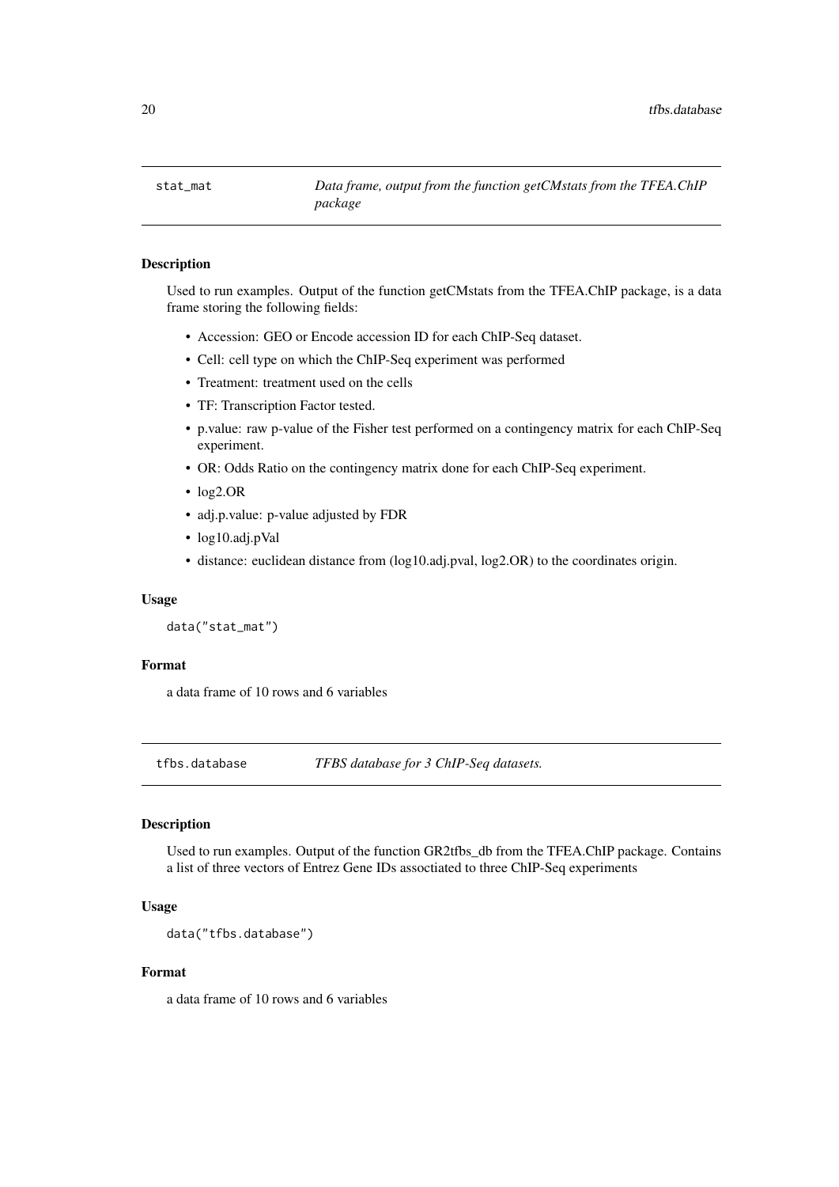## stat_mat *Data frame, output from the function getCMstats from the TFEA.ChIP package*

### Description

Used to run examples. Output of the function getCMstats from the TFEA.ChIP package, is a data frame storing the following fields:

- Accession: GEO or Encode accession ID for each ChIP-Seq dataset.
- Cell: cell type on which the ChIP-Seq experiment was performed
- Treatment: treatment used on the cells
- TF: Transcription Factor tested.
- p.value: raw p-value of the Fisher test performed on a contingency matrix for each ChIP-Seq experiment.
- OR: Odds Ratio on the contingency matrix done for each ChIP-Seq experiment.
- log2.OR
- adj.p.value: p-value adjusted by FDR
- log10.adj.pVal
- distance: euclidean distance from (log10.adj.pval, log2.OR) to the coordinates origin.

### Usage

```
data("stat_mat")
```

### Format

a data frame of 10 rows and 6 variables

## tfbs.database *TFBS database for 3 ChIP-Seq datasets.*

### Description

Used to run examples. Output of the function GR2tfbs_db from the TFEA.ChIP package. Contains a list of three vectors of Entrez Gene IDs assoctiated to three ChIP-Seq experiments

### Usage

```
data("tfbs.database")
```

### Format

a data frame of 10 rows and 6 variables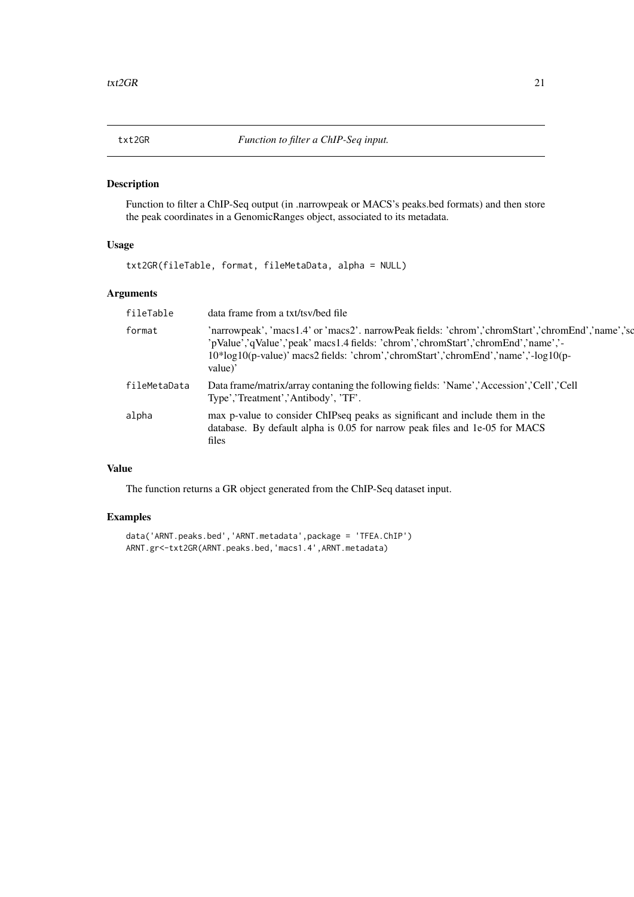## txt2GR — *Function to filter a ChIP-Seq input.*

### Description

Function to filter a ChIP-Seq output (in .narrowpeak or MACS's peaks.bed formats) and then store the peak coordinates in a GenomicRanges object, associated to its metadata.

### Usage

```
txt2GR(fileTable, format, fileMetaData, alpha = NULL)
```

### Arguments

| | |
|---|---|
| fileTable | data frame from a txt/tsv/bed file |
| format | 'narrowpeak', 'macs1.4' or 'macs2'. narrowPeak fields: 'chrom','chromStart','chromEnd','name','sc 'pValue','qValue','peak' macs1.4 fields: 'chrom','chromStart','chromEnd','name','-10*log10(p-value)' macs2 fields: 'chrom','chromStart','chromEnd','name','-log10(p-value)' |
| fileMetaData | Data frame/matrix/array contaning the following fields: 'Name','Accession','Cell','Cell Type','Treatment','Antibody', 'TF'. |
| alpha | max p-value to consider ChIPseq peaks as significant and include them in the database. By default alpha is 0.05 for narrow peak files and 1e-05 for MACS files |

### Value

The function returns a GR object generated from the ChIP-Seq dataset input.

### Examples

```
data('ARNT.peaks.bed','ARNT.metadata',package = 'TFEA.ChIP')
ARNT.gr<-txt2GR(ARNT.peaks.bed,'macs1.4',ARNT.metadata)
```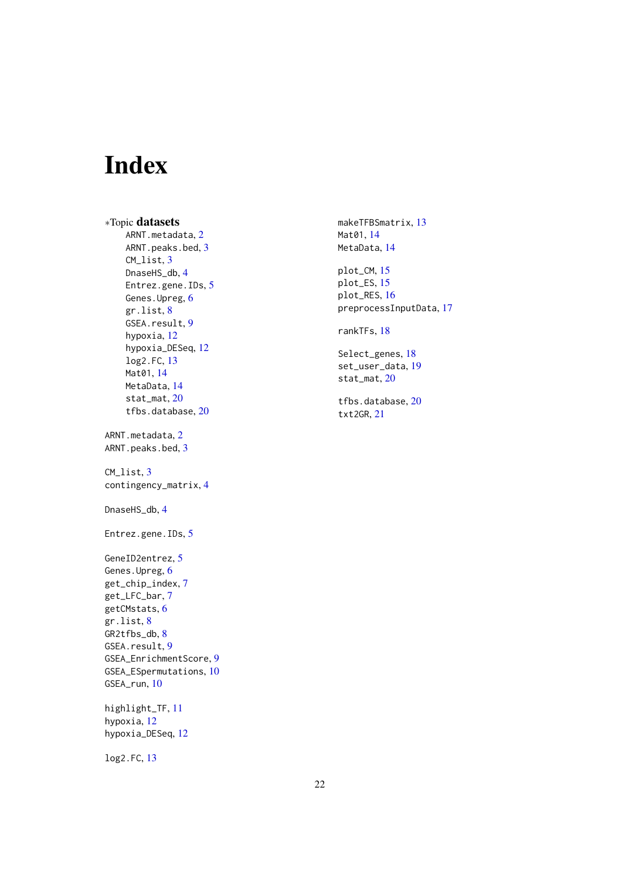# Index

∗Topic **datasets**

ARNT.metadata, 2
ARNT.peaks.bed, 3
CM_list, 3
DnaseHS_db, 4
Entrez.gene.IDs, 5
Genes.Upreg, 6
gr.list, 8
GSEA.result, 9
hypoxia, 12
hypoxia_DESeq, 12
log2.FC, 13
Mat01, 14
MetaData, 14
stat_mat, 20
tfbs.database, 20

ARNT.metadata, 2
ARNT.peaks.bed, 3

CM_list, 3
contingency_matrix, 4

DnaseHS_db, 4

Entrez.gene.IDs, 5

GeneID2entrez, 5
Genes.Upreg, 6
get_chip_index, 7
get_LFC_bar, 7
getCMstats, 6
gr.list, 8
GR2tfbs_db, 8
GSEA.result, 9
GSEA_EnrichmentScore, 9
GSEA_ESpermutations, 10
GSEA_run, 10

highlight_TF, 11
hypoxia, 12
hypoxia_DESeq, 12

log2.FC, 13

makeTFBSmatrix, 13
Mat01, 14
MetaData, 14

plot_CM, 15
plot_ES, 15
plot_RES, 16
preprocessInputData, 17

rankTFs, 18

Select_genes, 18
set_user_data, 19
stat_mat, 20

tfbs.database, 20
txt2GR, 21